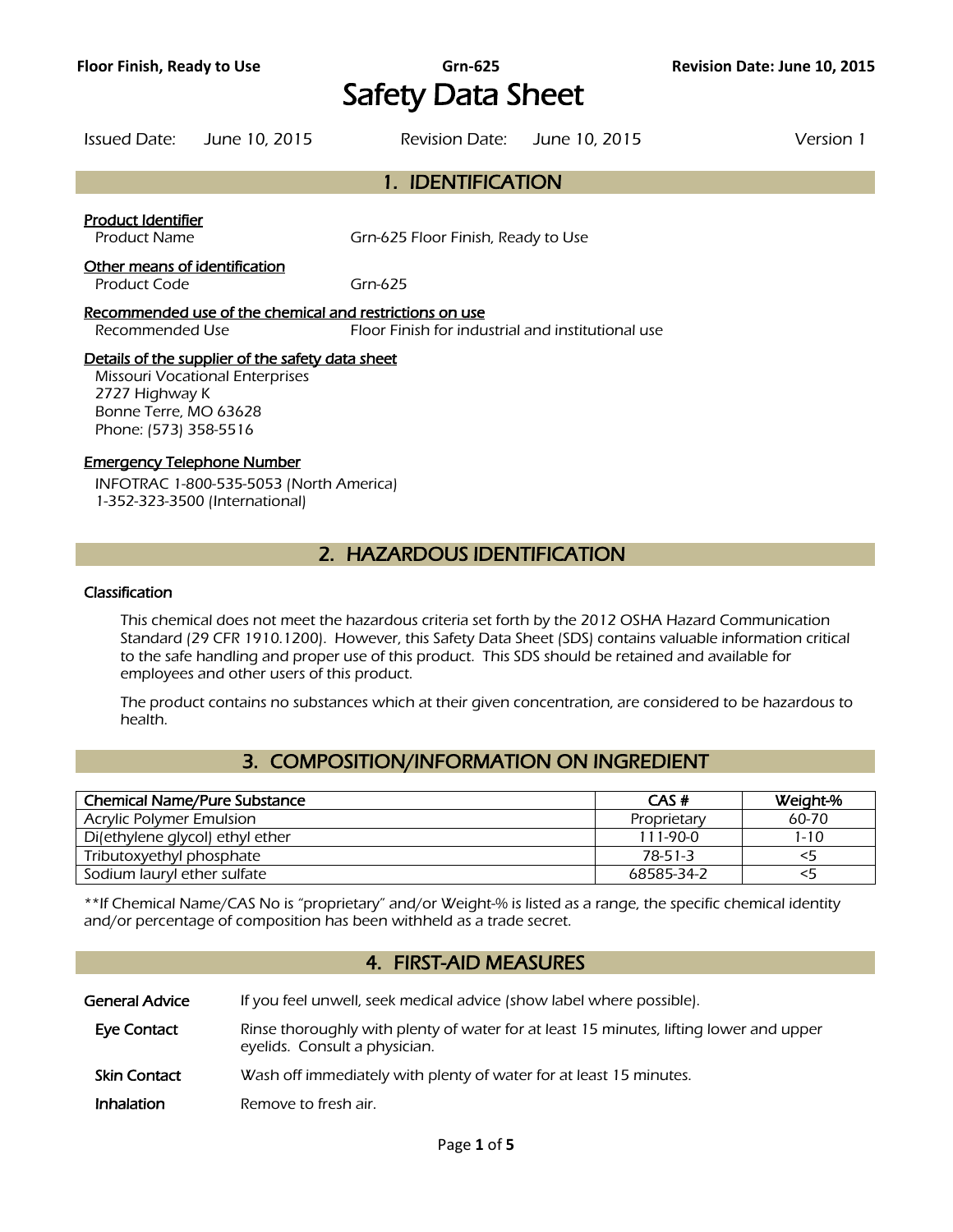# Safety Data Sheet

Issued Date: June 10, 2015 Revision Date: June 10, 2015 Version 1

## 1. IDENTIFICATION

**Product Identifier**

Product Name: Grn-625 Floor Finish, Ready to Use

**Other means of identification**

Product Code: Grn-625

**Recommended use of the chemical and restrictions on use**

Recommended Use: Floor Finish for industrial and institutional use

**Details of the supplier of the safety data sheet**

Missouri Vocational Enterprises
2727 Highway K
Bonne Terre, MO 63628
Phone: (573) 358-5516

**Emergency Telephone Number**

INFOTRAC 1-800-535-5053 (North America)
1-352-323-3500 (International)

## 2. HAZARDOUS IDENTIFICATION

### Classification

This chemical does not meet the hazardous criteria set forth by the 2012 OSHA Hazard Communication Standard (29 CFR 1910.1200). However, this Safety Data Sheet (SDS) contains valuable information critical to the safe handling and proper use of this product. This SDS should be retained and available for employees and other users of this product.

The product contains no substances which at their given concentration, are considered to be hazardous to health.

## 3. COMPOSITION/INFORMATION ON INGREDIENT

| Chemical Name/Pure Substance | CAS # | Weight-% |
|---|---|---|
| Acrylic Polymer Emulsion | Proprietary | 60-70 |
| Di(ethylene glycol) ethyl ether | 111-90-0 | 1-10 |
| Tributoxyethyl phosphate | 78-51-3 | <5 |
| Sodium lauryl ether sulfate | 68585-34-2 | <5 |

**If Chemical Name/CAS No is "proprietary" and/or Weight-% is listed as a range, the specific chemical identity and/or percentage of composition has been withheld as a trade secret.

## 4. FIRST-AID MEASURES

**General Advice**: If you feel unwell, seek medical advice (show label where possible).

**Eye Contact**: Rinse thoroughly with plenty of water for at least 15 minutes, lifting lower and upper eyelids. Consult a physician.

**Skin Contact**: Wash off immediately with plenty of water for at least 15 minutes.

**Inhalation**: Remove to fresh air.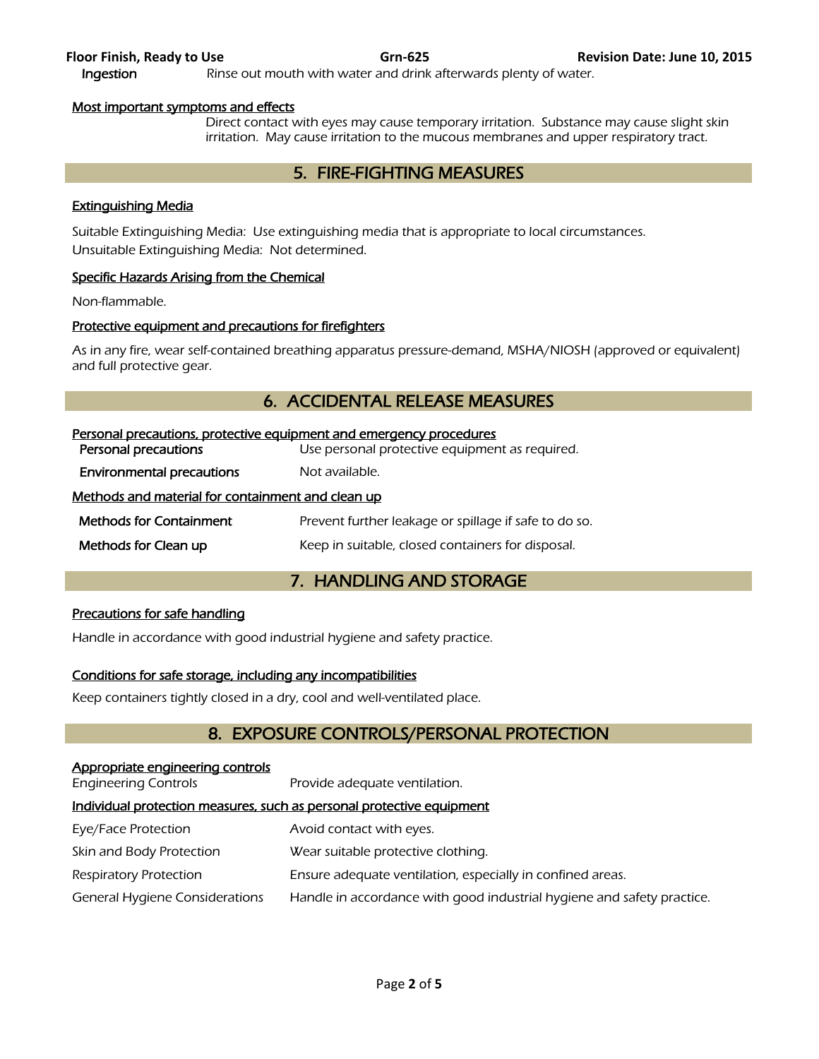**Ingestion** Rinse out mouth with water and drink afterwards plenty of water.

### Most important symptoms and effects

Direct contact with eyes may cause temporary irritation. Substance may cause slight skin irritation. May cause irritation to the mucous membranes and upper respiratory tract.

## 5. FIRE-FIGHTING MEASURES

### Extinguishing Media

Suitable Extinguishing Media: Use extinguishing media that is appropriate to local circumstances.
Unsuitable Extinguishing Media: Not determined.

### Specific Hazards Arising from the Chemical

Non-flammable.

### Protective equipment and precautions for firefighters

As in any fire, wear self-contained breathing apparatus pressure-demand, MSHA/NIOSH (approved or equivalent) and full protective gear.

## 6. ACCIDENTAL RELEASE MEASURES

### Personal precautions, protective equipment and emergency procedures

| | |
|---|---|
| **Personal precautions** | Use personal protective equipment as required. |
| **Environmental precautions** | Not available. |

### Methods and material for containment and clean up

| | |
|---|---|
| **Methods for Containment** | Prevent further leakage or spillage if safe to do so. |
| **Methods for Clean up** | Keep in suitable, closed containers for disposal. |

## 7. HANDLING AND STORAGE

### Precautions for safe handling

Handle in accordance with good industrial hygiene and safety practice.

### Conditions for safe storage, including any incompatibilities

Keep containers tightly closed in a dry, cool and well-ventilated place.

## 8. EXPOSURE CONTROLS/PERSONAL PROTECTION

### Appropriate engineering controls

| | |
|---|---|
| Engineering Controls | Provide adequate ventilation. |

### Individual protection measures, such as personal protective equipment

| | |
|---|---|
| Eye/Face Protection | Avoid contact with eyes. |
| Skin and Body Protection | Wear suitable protective clothing. |
| Respiratory Protection | Ensure adequate ventilation, especially in confined areas. |
| General Hygiene Considerations | Handle in accordance with good industrial hygiene and safety practice. |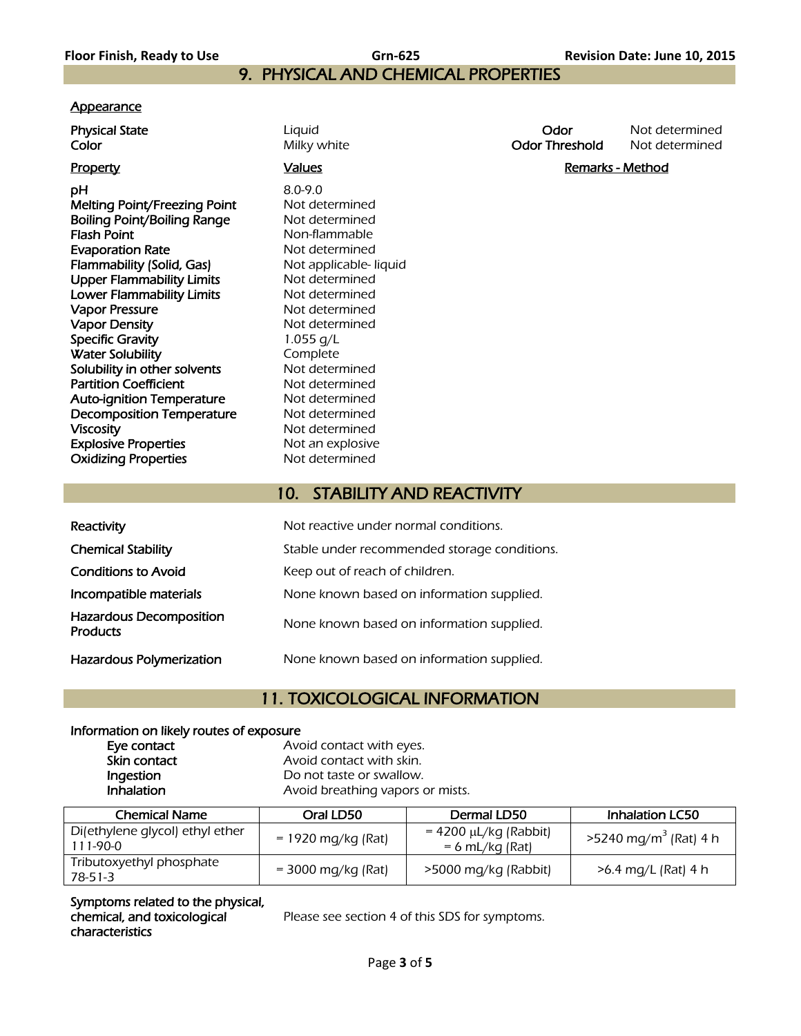## 9. PHYSICAL AND CHEMICAL PROPERTIES

**Appearance**

| | | | |
|---|---|---|---|
| **Physical State** | Liquid | **Odor** | Not determined |
| **Color** | Milky white | **Odor Threshold** | Not determined |

| Property | Values | Remarks - Method |
|---|---|---|
| **pH** | 8.0-9.0 | |
| **Melting Point/Freezing Point** | Not determined | |
| **Boiling Point/Boiling Range** | Not determined | |
| **Flash Point** | Non-flammable | |
| **Evaporation Rate** | Not determined | |
| **Flammability (Solid, Gas)** | Not applicable- liquid | |
| **Upper Flammability Limits** | Not determined | |
| **Lower Flammability Limits** | Not determined | |
| **Vapor Pressure** | Not determined | |
| **Vapor Density** | Not determined | |
| **Specific Gravity** | 1.055 g/L | |
| **Water Solubility** | Complete | |
| **Solubility in other solvents** | Not determined | |
| **Partition Coefficient** | Not determined | |
| **Auto-ignition Temperature** | Not determined | |
| **Decomposition Temperature** | Not determined | |
| **Viscosity** | Not determined | |
| **Explosive Properties** | Not an explosive | |
| **Oxidizing Properties** | Not determined | |

## 10. STABILITY AND REACTIVITY

**Reactivity** Not reactive under normal conditions.

**Chemical Stability** Stable under recommended storage conditions.

**Conditions to Avoid** Keep out of reach of children.

**Incompatible materials** None known based on information supplied.

**Hazardous Decomposition Products** None known based on information supplied.

**Hazardous Polymerization** None known based on information supplied.

## 11. TOXICOLOGICAL INFORMATION

**Information on likely routes of exposure**

- **Eye contact** Avoid contact with eyes.
- **Skin contact** Avoid contact with skin.
- **Ingestion** Do not taste or swallow.
- **Inhalation** Avoid breathing vapors or mists.

| Chemical Name | Oral LD50 | Dermal LD50 | Inhalation LC50 |
|---|---|---|---|
| Di(ethylene glycol) ethyl ether 111-90-0 | = 1920 mg/kg (Rat) | = 4200 μL/kg (Rabbit) = 6 mL/kg (Rat) | >5240 mg/m$^3$ (Rat) 4 h |
| Tributoxyethyl phosphate 78-51-3 | = 3000 mg/kg (Rat) | >5000 mg/kg (Rabbit) | >6.4 mg/L (Rat) 4 h |

**Symptoms related to the physical, chemical, and toxicological characteristics** Please see section 4 of this SDS for symptoms.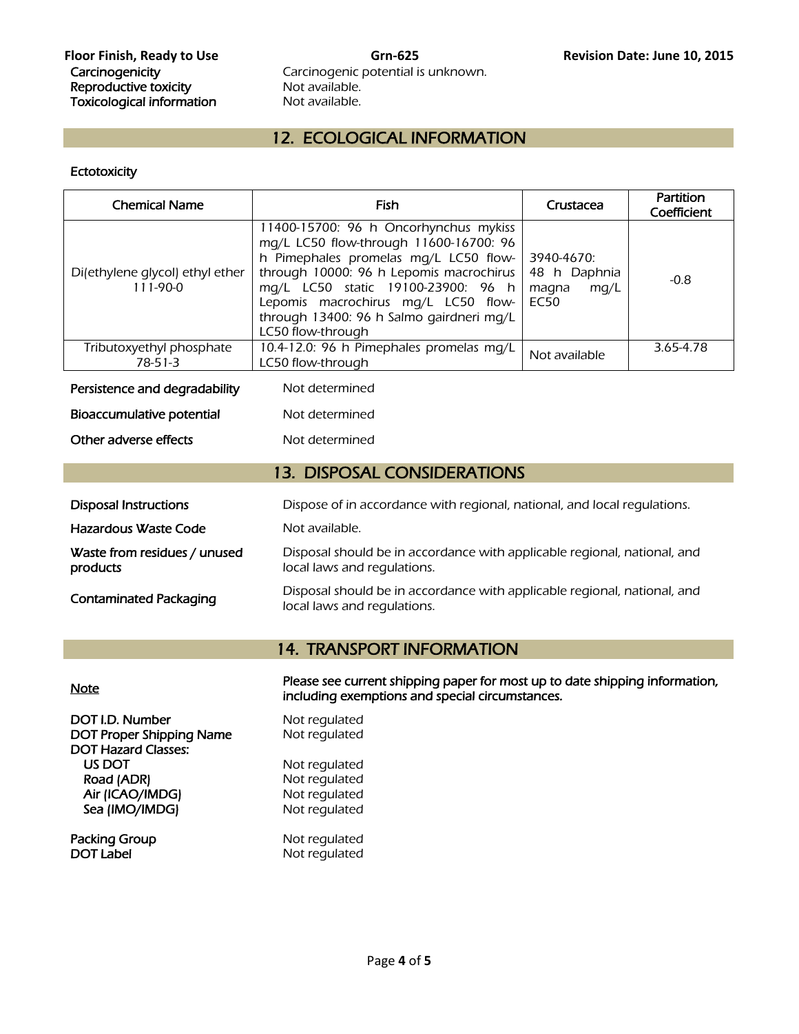| | |
|---|---|
| **Carcinogenicity** | Carcinogenic potential is unknown. |
| **Reproductive toxicity** | Not available. |
| **Toxicological information** | Not available. |

## 12. ECOLOGICAL INFORMATION

**Ectotoxicity**

| Chemical Name | Fish | Crustacea | Partition Coefficient |
|---|---|---|---|
| Di(ethylene glycol) ethyl ether 111-90-0 | 11400-15700: 96 h Oncorhynchus mykiss mg/L LC50 flow-through 11600-16700: 96 h Pimephales promelas mg/L LC50 flow-through 10000: 96 h Lepomis macrochirus mg/L LC50 static 19100-23900: 96 h Lepomis macrochirus mg/L LC50 flow-through 13400: 96 h Salmo gairdneri mg/L LC50 flow-through | 3940-4670: 48 h Daphnia magna mg/L EC50 | -0.8 |
| Tributoxyethyl phosphate 78-51-3 | 10.4-12.0: 96 h Pimephales promelas mg/L LC50 flow-through | Not available | 3.65-4.78 |

| | |
|---|---|
| **Persistence and degradability** | Not determined |
| **Bioaccumulative potential** | Not determined |
| **Other adverse effects** | Not determined |

## 13. DISPOSAL CONSIDERATIONS

| | |
|---|---|
| **Disposal Instructions** | Dispose of in accordance with regional, national, and local regulations. |
| **Hazardous Waste Code** | Not available. |
| **Waste from residues / unused products** | Disposal should be in accordance with applicable regional, national, and local laws and regulations. |
| **Contaminated Packaging** | Disposal should be in accordance with applicable regional, national, and local laws and regulations. |

## 14. TRANSPORT INFORMATION

**Note** — **Please see current shipping paper for most up to date shipping information, including exemptions and special circumstances.**

| | |
|---|---|
| **DOT I.D. Number** | Not regulated |
| **DOT Proper Shipping Name** | Not regulated |
| **DOT Hazard Classes:** | |
| **US DOT** | Not regulated |
| **Road (ADR)** | Not regulated |
| **Air (ICAO/IMDG)** | Not regulated |
| **Sea (IMO/IMDG)** | Not regulated |
| **Packing Group** | Not regulated |
| **DOT Label** | Not regulated |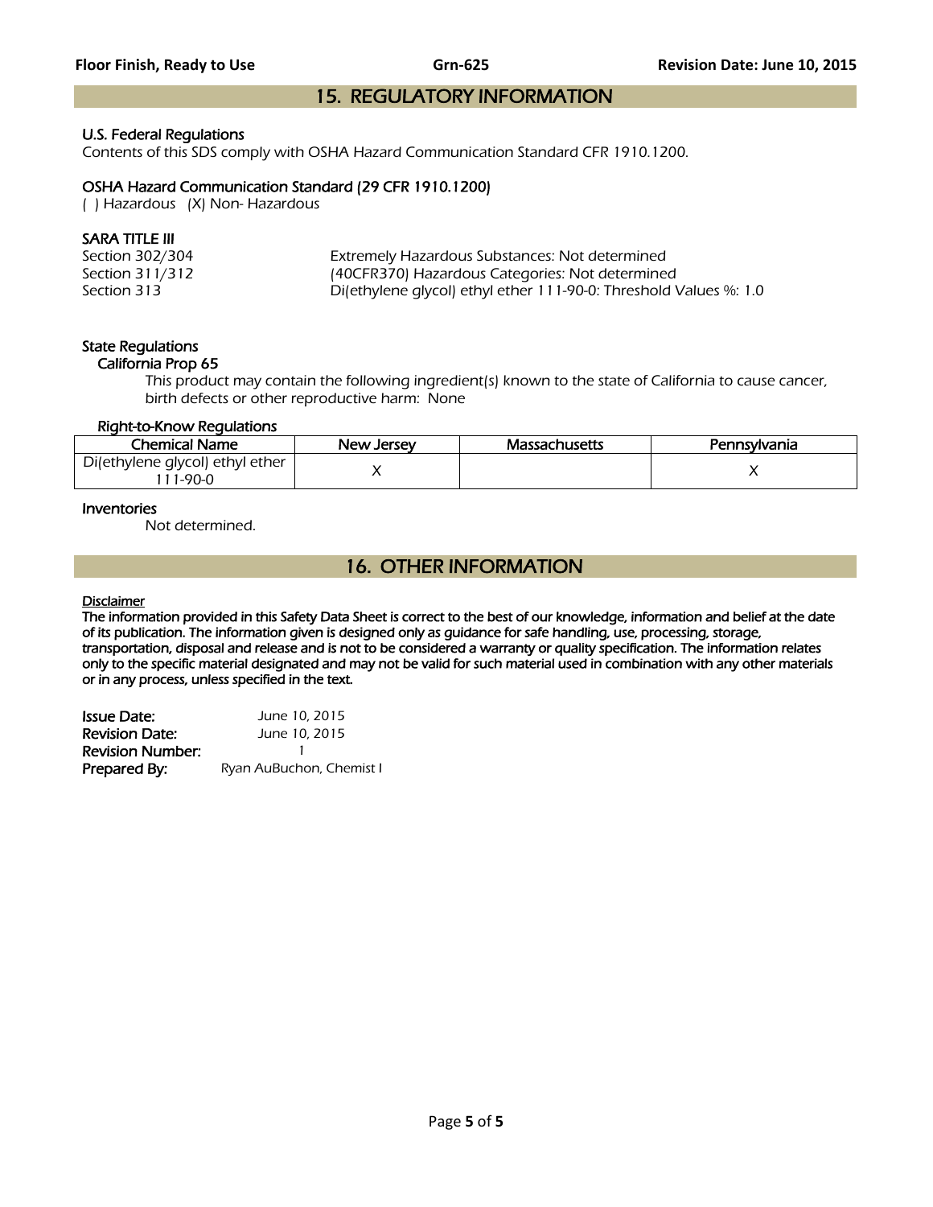## 15. REGULATORY INFORMATION

### U.S. Federal Regulations

Contents of this SDS comply with OSHA Hazard Communication Standard CFR 1910.1200.

### OSHA Hazard Communication Standard (29 CFR 1910.1200)

( ) Hazardous (X) Non- Hazardous

### SARA TITLE III

| | |
|---|---|
| Section 302/304 | Extremely Hazardous Substances: Not determined |
| Section 311/312 | (40CFR370) Hazardous Categories: Not determined |
| Section 313 | Di(ethylene glycol) ethyl ether 111-90-0: Threshold Values %: 1.0 |

### State Regulations

#### California Prop 65

This product may contain the following ingredient(s) known to the state of California to cause cancer, birth defects or other reproductive harm: None

#### Right-to-Know Regulations

| Chemical Name | New Jersey | Massachusetts | Pennsylvania |
|---|---|---|---|
| Di(ethylene glycol) ethyl ether 111-90-0 | X | | X |

### Inventories

Not determined.

## 16. OTHER INFORMATION

Disclaimer

**The information provided in this Safety Data Sheet is correct to the best of our knowledge, information and belief at the date of its publication. The information given is designed only as guidance for safe handling, use, processing, storage, transportation, disposal and release and is not to be considered a warranty or quality specification. The information relates only to the specific material designated and may not be valid for such material used in combination with any other materials or in any process, unless specified in the text.**

| | |
|---|---|
| **Issue Date:** | June 10, 2015 |
| **Revision Date:** | June 10, 2015 |
| **Revision Number:** | 1 |
| **Prepared By:** | Ryan AuBuchon, Chemist I |